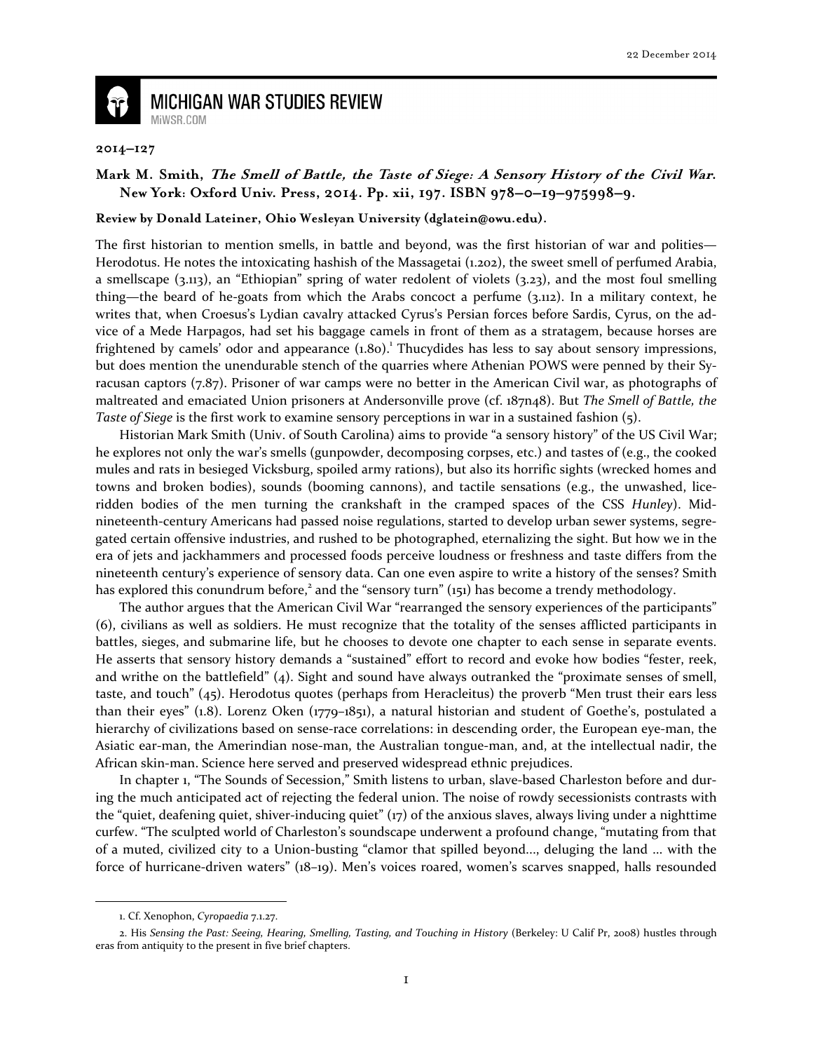22 December 2014

# MICHIGAN WAR STUDIES REVIEW

MiWSR.COM

**2014–127**

**Mark M. Smith, *The Smell of Battle, the Taste of Siege: A Sensory History of the Civil War*. New York: Oxford Univ. Press, 2014. Pp. xii, 197. ISBN 978–0–19–975998–9.**

**Review by Donald Lateiner, Ohio Wesleyan University (dglatein@owu.edu).**

The first historian to mention smells, in battle and beyond, was the first historian of war and polities—Herodotus. He notes the intoxicating hashish of the Massagetai (1.202), the sweet smell of perfumed Arabia, a smellscape (3.113), an "Ethiopian" spring of water redolent of violets (3.23), and the most foul smelling thing—the beard of he-goats from which the Arabs concoct a perfume (3.112). In a military context, he writes that, when Croesus's Lydian cavalry attacked Cyrus's Persian forces before Sardis, Cyrus, on the advice of a Mede Harpagos, had set his baggage camels in front of them as a stratagem, because horses are frightened by camels' odor and appearance (1.80).[1] Thucydides has less to say about sensory impressions, but does mention the unendurable stench of the quarries where Athenian POWS were penned by their Syracusan captors (7.87). Prisoner of war camps were no better in the American Civil war, as photographs of maltreated and emaciated Union prisoners at Andersonville prove (cf. 187n48). But *The Smell of Battle, the Taste of Siege* is the first work to examine sensory perceptions in war in a sustained fashion (5).

Historian Mark Smith (Univ. of South Carolina) aims to provide "a sensory history" of the US Civil War; he explores not only the war's smells (gunpowder, decomposing corpses, etc.) and tastes of (e.g., the cooked mules and rats in besieged Vicksburg, spoiled army rations), but also its horrific sights (wrecked homes and towns and broken bodies), sounds (booming cannons), and tactile sensations (e.g., the unwashed, lice-ridden bodies of the men turning the crankshaft in the cramped spaces of the CSS *Hunley*). Mid-nineteenth-century Americans had passed noise regulations, started to develop urban sewer systems, segregated certain offensive industries, and rushed to be photographed, eternalizing the sight. But how we in the era of jets and jackhammers and processed foods perceive loudness or freshness and taste differs from the nineteenth century's experience of sensory data. Can one even aspire to write a history of the senses? Smith has explored this conundrum before,[2] and the "sensory turn" (151) has become a trendy methodology.

The author argues that the American Civil War "rearranged the sensory experiences of the participants" (6), civilians as well as soldiers. He must recognize that the totality of the senses afflicted participants in battles, sieges, and submarine life, but he chooses to devote one chapter to each sense in separate events. He asserts that sensory history demands a "sustained" effort to record and evoke how bodies "fester, reek, and writhe on the battlefield" (4). Sight and sound have always outranked the "proximate senses of smell, taste, and touch" (45). Herodotus quotes (perhaps from Heracleitus) the proverb "Men trust their ears less than their eyes" (1.8). Lorenz Oken (1779–1851), a natural historian and student of Goethe's, postulated a hierarchy of civilizations based on sense-race correlations: in descending order, the European eye-man, the Asiatic ear-man, the Amerindian nose-man, the Australian tongue-man, and, at the intellectual nadir, the African skin-man. Science here served and preserved widespread ethnic prejudices.

In chapter 1, "The Sounds of Secession," Smith listens to urban, slave-based Charleston before and during the much anticipated act of rejecting the federal union. The noise of rowdy secessionists contrasts with the "quiet, deafening quiet, shiver-inducing quiet" (17) of the anxious slaves, always living under a nighttime curfew. "The sculpted world of Charleston's soundscape underwent a profound change, "mutating from that of a muted, civilized city to a Union-busting "clamor that spilled beyond…, deluging the land … with the force of hurricane-driven waters" (18–19). Men's voices roared, women's scarves snapped, halls resounded

---

1. Cf. Xenophon, *Cyropaedia* 7.1.27.

2. His *Sensing the Past: Seeing, Hearing, Smelling, Tasting, and Touching in History* (Berkeley: U Calif Pr, 2008) hustles through eras from antiquity to the present in five brief chapters.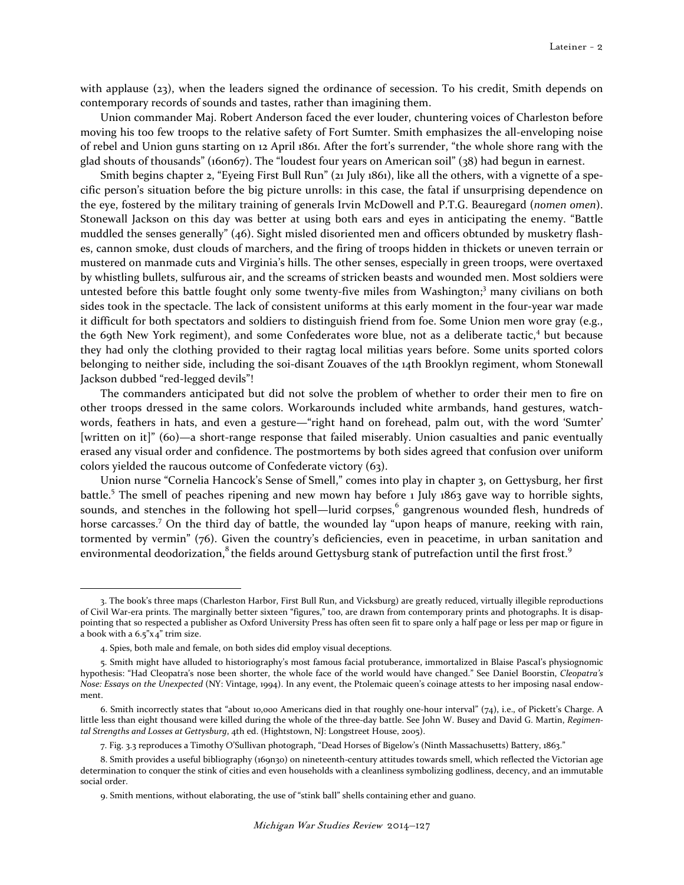with applause (23), when the leaders signed the ordinance of secession. To his credit, Smith depends on contemporary records of sounds and tastes, rather than imagining them.

Union commander Maj. Robert Anderson faced the ever louder, chuntering voices of Charleston before moving his too few troops to the relative safety of Fort Sumter. Smith emphasizes the all-enveloping noise of rebel and Union guns starting on 12 April 1861. After the fort's surrender, "the whole shore rang with the glad shouts of thousands" (160n67). The "loudest four years on American soil" (38) had begun in earnest.

Smith begins chapter 2, "Eyeing First Bull Run" (21 July 1861), like all the others, with a vignette of a specific person's situation before the big picture unrolls: in this case, the fatal if unsurprising dependence on the eye, fostered by the military training of generals Irvin McDowell and P.T.G. Beauregard (*nomen omen*). Stonewall Jackson on this day was better at using both ears and eyes in anticipating the enemy. "Battle muddled the senses generally" (46). Sight misled disoriented men and officers obtunded by musketry flashes, cannon smoke, dust clouds of marchers, and the firing of troops hidden in thickets or uneven terrain or mustered on manmade cuts and Virginia's hills. The other senses, especially in green troops, were overtaxed by whistling bullets, sulfurous air, and the screams of stricken beasts and wounded men. Most soldiers were untested before this battle fought only some twenty-five miles from Washington;[3] many civilians on both sides took in the spectacle. The lack of consistent uniforms at this early moment in the four-year war made it difficult for both spectators and soldiers to distinguish friend from foe. Some Union men wore gray (e.g., the 69th New York regiment), and some Confederates wore blue, not as a deliberate tactic,[4] but because they had only the clothing provided to their ragtag local militias years before. Some units sported colors belonging to neither side, including the soi-disant Zouaves of the 14th Brooklyn regiment, whom Stonewall Jackson dubbed "red-legged devils"!

The commanders anticipated but did not solve the problem of whether to order their men to fire on other troops dressed in the same colors. Workarounds included white armbands, hand gestures, watchwords, feathers in hats, and even a gesture—"right hand on forehead, palm out, with the word 'Sumter' [written on it]" (60)—a short-range response that failed miserably. Union casualties and panic eventually erased any visual order and confidence. The postmortems by both sides agreed that confusion over uniform colors yielded the raucous outcome of Confederate victory (63).

Union nurse "Cornelia Hancock's Sense of Smell," comes into play in chapter 3, on Gettysburg, her first battle.[5] The smell of peaches ripening and new mown hay before 1 July 1863 gave way to horrible sights, sounds, and stenches in the following hot spell—lurid corpses,[6] gangrenous wounded flesh, hundreds of horse carcasses.[7] On the third day of battle, the wounded lay "upon heaps of manure, reeking with rain, tormented by vermin" (76). Given the country's deficiencies, even in peacetime, in urban sanitation and environmental deodorization,[8] the fields around Gettysburg stank of putrefaction until the first frost.[9]

---

3. The book's three maps (Charleston Harbor, First Bull Run, and Vicksburg) are greatly reduced, virtually illegible reproductions of Civil War-era prints. The marginally better sixteen "figures," too, are drawn from contemporary prints and photographs. It is disappointing that so respected a publisher as Oxford University Press has often seen fit to spare only a half page or less per map or figure in a book with a 6.5"x4" trim size.

4. Spies, both male and female, on both sides did employ visual deceptions.

5. Smith might have alluded to historiography's most famous facial protuberance, immortalized in Blaise Pascal's physiognomic hypothesis: "Had Cleopatra's nose been shorter, the whole face of the world would have changed." See Daniel Boorstin, *Cleopatra's Nose: Essays on the Unexpected* (NY: Vintage, 1994). In any event, the Ptolemaic queen's coinage attests to her imposing nasal endowment.

6. Smith incorrectly states that "about 10,000 Americans died in that roughly one-hour interval" (74), i.e., of Pickett's Charge. A little less than eight thousand were killed during the whole of the three-day battle. See John W. Busey and David G. Martin, *Regimental Strengths and Losses at Gettysburg*, 4th ed. (Hightstown, NJ: Longstreet House, 2005).

7. Fig. 3.3 reproduces a Timothy O'Sullivan photograph, "Dead Horses of Bigelow's (Ninth Massachusetts) Battery, 1863."

8. Smith provides a useful bibliography (169n30) on nineteenth-century attitudes towards smell, which reflected the Victorian age determination to conquer the stink of cities and even households with a cleanliness symbolizing godliness, decency, and an immutable social order.

9. Smith mentions, without elaborating, the use of "stink ball" shells containing ether and guano.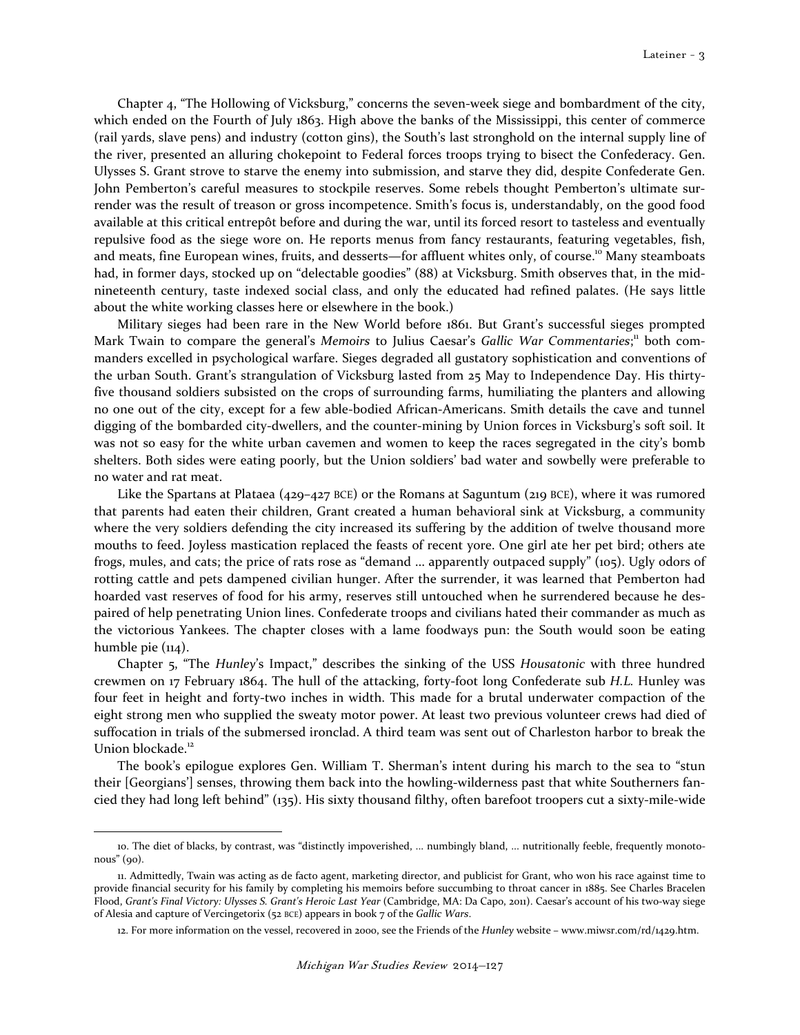Chapter 4, "The Hollowing of Vicksburg," concerns the seven-week siege and bombardment of the city, which ended on the Fourth of July 1863. High above the banks of the Mississippi, this center of commerce (rail yards, slave pens) and industry (cotton gins), the South's last stronghold on the internal supply line of the river, presented an alluring chokepoint to Federal forces troops trying to bisect the Confederacy. Gen. Ulysses S. Grant strove to starve the enemy into submission, and starve they did, despite Confederate Gen. John Pemberton's careful measures to stockpile reserves. Some rebels thought Pemberton's ultimate surrender was the result of treason or gross incompetence. Smith's focus is, understandably, on the good food available at this critical entrepôt before and during the war, until its forced resort to tasteless and eventually repulsive food as the siege wore on. He reports menus from fancy restaurants, featuring vegetables, fish, and meats, fine European wines, fruits, and desserts—for affluent whites only, of course.[10] Many steamboats had, in former days, stocked up on "delectable goodies" (88) at Vicksburg. Smith observes that, in the mid-nineteenth century, taste indexed social class, and only the educated had refined palates. (He says little about the white working classes here or elsewhere in the book.)

Military sieges had been rare in the New World before 1861. But Grant's successful sieges prompted Mark Twain to compare the general's *Memoirs* to Julius Caesar's *Gallic War Commentaries*;[11] both commanders excelled in psychological warfare. Sieges degraded all gustatory sophistication and conventions of the urban South. Grant's strangulation of Vicksburg lasted from 25 May to Independence Day. His thirty-five thousand soldiers subsisted on the crops of surrounding farms, humiliating the planters and allowing no one out of the city, except for a few able-bodied African-Americans. Smith details the cave and tunnel digging of the bombarded city-dwellers, and the counter-mining by Union forces in Vicksburg's soft soil. It was not so easy for the white urban cavemen and women to keep the races segregated in the city's bomb shelters. Both sides were eating poorly, but the Union soldiers' bad water and sowbelly were preferable to no water and rat meat.

Like the Spartans at Plataea (429–427 BCE) or the Romans at Saguntum (219 BCE), where it was rumored that parents had eaten their children, Grant created a human behavioral sink at Vicksburg, a community where the very soldiers defending the city increased its suffering by the addition of twelve thousand more mouths to feed. Joyless mastication replaced the feasts of recent yore. One girl ate her pet bird; others ate frogs, mules, and cats; the price of rats rose as "demand ... apparently outpaced supply" (105). Ugly odors of rotting cattle and pets dampened civilian hunger. After the surrender, it was learned that Pemberton had hoarded vast reserves of food for his army, reserves still untouched when he surrendered because he despaired of help penetrating Union lines. Confederate troops and civilians hated their commander as much as the victorious Yankees. The chapter closes with a lame foodways pun: the South would soon be eating humble pie (114).

Chapter 5, "The *Hunley*'s Impact," describes the sinking of the USS *Housatonic* with three hundred crewmen on 17 February 1864. The hull of the attacking, forty-foot long Confederate sub *H.L.* Hunley was four feet in height and forty-two inches in width. This made for a brutal underwater compaction of the eight strong men who supplied the sweaty motor power. At least two previous volunteer crews had died of suffocation in trials of the submersed ironclad. A third team was sent out of Charleston harbor to break the Union blockade.[12]

The book's epilogue explores Gen. William T. Sherman's intent during his march to the sea to "stun their [Georgians'] senses, throwing them back into the howling-wilderness past that white Southerners fancied they had long left behind" (135). His sixty thousand filthy, often barefoot troopers cut a sixty-mile-wide

---

10. The diet of blacks, by contrast, was "distinctly impoverished, ... numbingly bland, ... nutritionally feeble, frequently monotonous" (90).

11. Admittedly, Twain was acting as de facto agent, marketing director, and publicist for Grant, who won his race against time to provide financial security for his family by completing his memoirs before succumbing to throat cancer in 1885. See Charles Bracelen Flood, *Grant's Final Victory: Ulysses S. Grant's Heroic Last Year* (Cambridge, MA: Da Capo, 2011). Caesar's account of his two-way siege of Alesia and capture of Vercingetorix (52 BCE) appears in book 7 of the *Gallic Wars*.

12. For more information on the vessel, recovered in 2000, see the Friends of the *Hunley* website – www.miwsr.com/rd/1429.htm.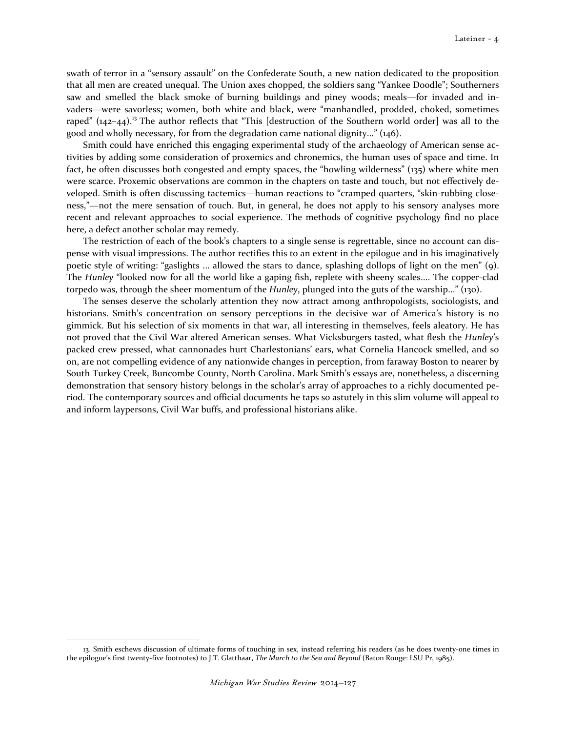swath of terror in a "sensory assault" on the Confederate South, a new nation dedicated to the proposition that all men are created unequal. The Union axes chopped, the soldiers sang "Yankee Doodle"; Southerners saw and smelled the black smoke of burning buildings and piney woods; meals—for invaded and invaders—were savorless; women, both white and black, were "manhandled, prodded, choked, sometimes raped" (142–44).[13] The author reflects that "This [destruction of the Southern world order] was all to the good and wholly necessary, for from the degradation came national dignity..." (146).

Smith could have enriched this engaging experimental study of the archaeology of American sense activities by adding some consideration of proxemics and chronemics, the human uses of space and time. In fact, he often discusses both congested and empty spaces, the "howling wilderness" (135) where white men were scarce. Proxemic observations are common in the chapters on taste and touch, but not effectively developed. Smith is often discussing tactemics—human reactions to "cramped quarters, "skin-rubbing closeness,"—not the mere sensation of touch. But, in general, he does not apply to his sensory analyses more recent and relevant approaches to social experience. The methods of cognitive psychology find no place here, a defect another scholar may remedy.

The restriction of each of the book's chapters to a single sense is regrettable, since no account can dispense with visual impressions. The author rectifies this to an extent in the epilogue and in his imaginatively poetic style of writing: "gaslights ... allowed the stars to dance, splashing dollops of light on the men" (9). The *Hunley* "looked now for all the world like a gaping fish, replete with sheeny scales.... The copper-clad torpedo was, through the sheer momentum of the *Hunley*, plunged into the guts of the warship..." (130).

The senses deserve the scholarly attention they now attract among anthropologists, sociologists, and historians. Smith's concentration on sensory perceptions in the decisive war of America's history is no gimmick. But his selection of six moments in that war, all interesting in themselves, feels aleatory. He has not proved that the Civil War altered American senses. What Vicksburgers tasted, what flesh the *Hunley*'s packed crew pressed, what cannonades hurt Charlestonians' ears, what Cornelia Hancock smelled, and so on, are not compelling evidence of any nationwide changes in perception, from faraway Boston to nearer by South Turkey Creek, Buncombe County, North Carolina. Mark Smith's essays are, nonetheless, a discerning demonstration that sensory history belongs in the scholar's array of approaches to a richly documented period. The contemporary sources and official documents he taps so astutely in this slim volume will appeal to and inform laypersons, Civil War buffs, and professional historians alike.

---

13. Smith eschews discussion of ultimate forms of touching in sex, instead referring his readers (as he does twenty-one times in the epilogue's first twenty-five footnotes) to J.T. Glatthaar, *The March to the Sea and Beyond* (Baton Rouge: LSU Pr, 1985).